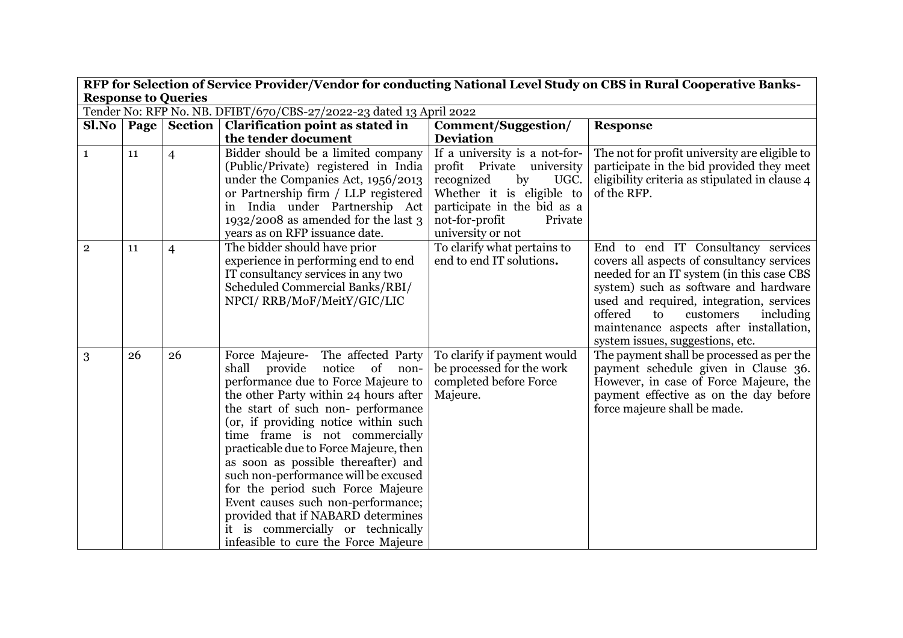**RFP for Selection of Service Provider/Vendor for conducting National Level Study on CBS in Rural Cooperative Banks- Response to Queries**

Tender No: RFP No. NB. DFIBT/670/CBS-27/2022-23 dated 13 April 2022

| Sl.No | Page | Section | Clarification point as stated in the tender document | Comment/Suggestion/ Deviation | Response |
|---|---|---|---|---|---|
| 1 | 11 | 4 | Bidder should be a limited company (Public/Private) registered in India under the Companies Act, 1956/2013 or Partnership firm / LLP registered in India under Partnership Act 1932/2008 as amended for the last 3 years as on RFP issuance date. | If a university is a not-for-profit Private university recognized by UGC. Whether it is eligible to participate in the bid as a not-for-profit Private university or not | The not for profit university are eligible to participate in the bid provided they meet eligibility criteria as stipulated in clause 4 of the RFP. |
| 2 | 11 | 4 | The bidder should have prior experience in performing end to end IT consultancy services in any two Scheduled Commercial Banks/RBI/ NPCI/ RRB/MoF/MeitY/GIC/LIC | To clarify what pertains to end to end IT solutions. | End to end IT Consultancy services covers all aspects of consultancy services needed for an IT system (in this case CBS system) such as software and hardware used and required, integration, services offered to customers including maintenance aspects after installation, system issues, suggestions, etc. |
| 3 | 26 | 26 | Force Majeure- The affected Party shall provide notice of non-performance due to Force Majeure to the other Party within 24 hours after the start of such non- performance (or, if providing notice within such time frame is not commercially practicable due to Force Majeure, then as soon as possible thereafter) and such non-performance will be excused for the period such Force Majeure Event causes such non-performance; provided that if NABARD determines it is commercially or technically infeasible to cure the Force Majeure | To clarify if payment would be processed for the work completed before Force Majeure. | The payment shall be processed as per the payment schedule given in Clause 36. However, in case of Force Majeure, the payment effective as on the day before force majeure shall be made. |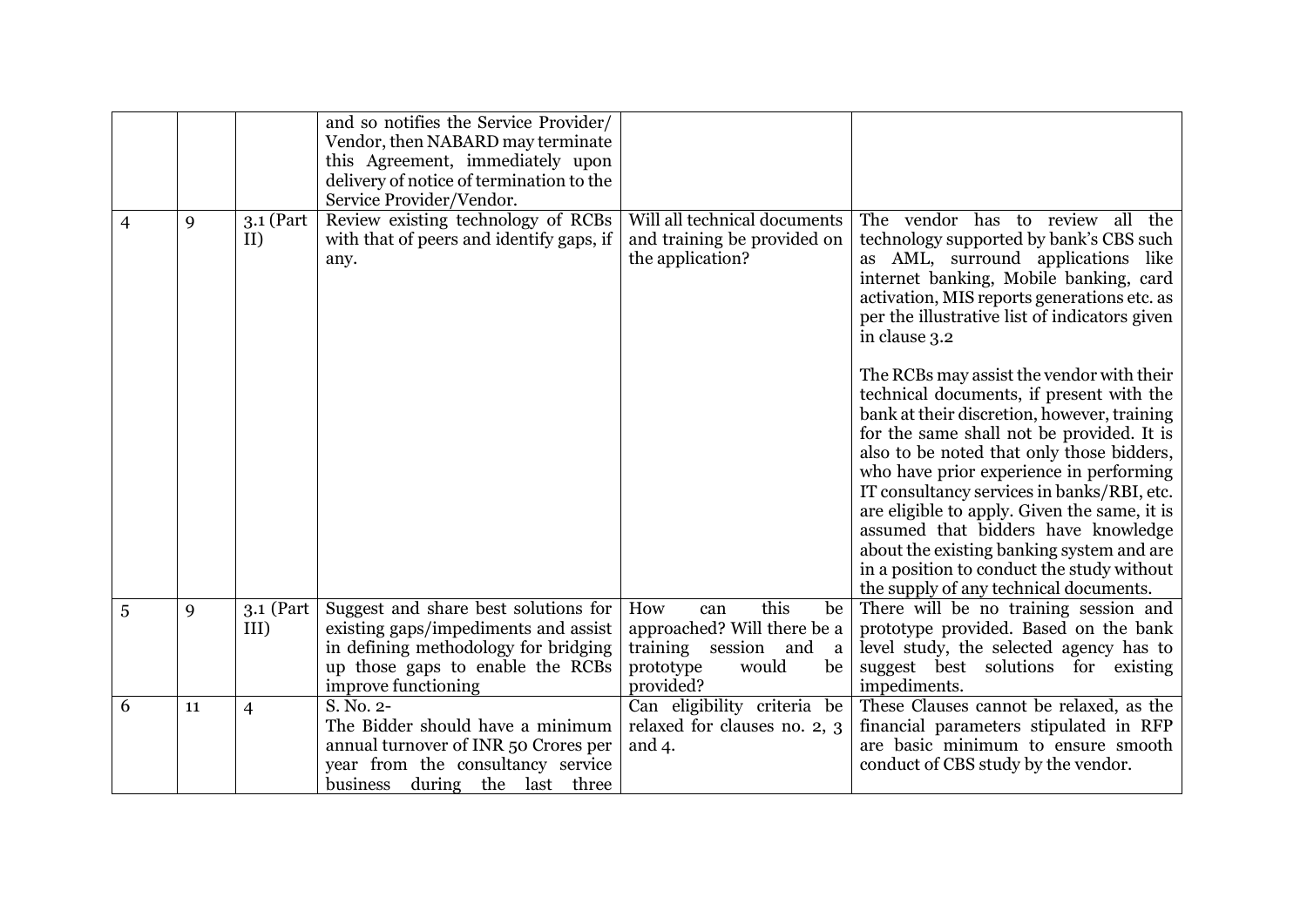| | | | | | |
|---|---|---|---|---|---|
| | | | and so notifies the Service Provider/ Vendor, then NABARD may terminate this Agreement, immediately upon delivery of notice of termination to the Service Provider/Vendor. | | |
| 4 | 9 | 3.1 (Part II) | Review existing technology of RCBs with that of peers and identify gaps, if any. | Will all technical documents and training be provided on the application? | The vendor has to review all the technology supported by bank's CBS such as AML, surround applications like internet banking, Mobile banking, card activation, MIS reports generations etc. as per the illustrative list of indicators given in clause 3.2<br><br>The RCBs may assist the vendor with their technical documents, if present with the bank at their discretion, however, training for the same shall not be provided. It is also to be noted that only those bidders, who have prior experience in performing IT consultancy services in banks/RBI, etc. are eligible to apply. Given the same, it is assumed that bidders have knowledge about the existing banking system and are in a position to conduct the study without the supply of any technical documents. |
| 5 | 9 | 3.1 (Part III) | Suggest and share best solutions for existing gaps/impediments and assist in defining methodology for bridging up those gaps to enable the RCBs improve functioning | How can this be approached? Will there be a training session and a prototype would be provided? | There will be no training session and prototype provided. Based on the bank level study, the selected agency has to suggest best solutions for existing impediments. |
| 6 | 11 | 4 | S. No. 2-<br>The Bidder should have a minimum annual turnover of INR 50 Crores per year from the consultancy service business during the last three | Can eligibility criteria be relaxed for clauses no. 2, 3 and 4. | These Clauses cannot be relaxed, as the financial parameters stipulated in RFP are basic minimum to ensure smooth conduct of CBS study by the vendor. |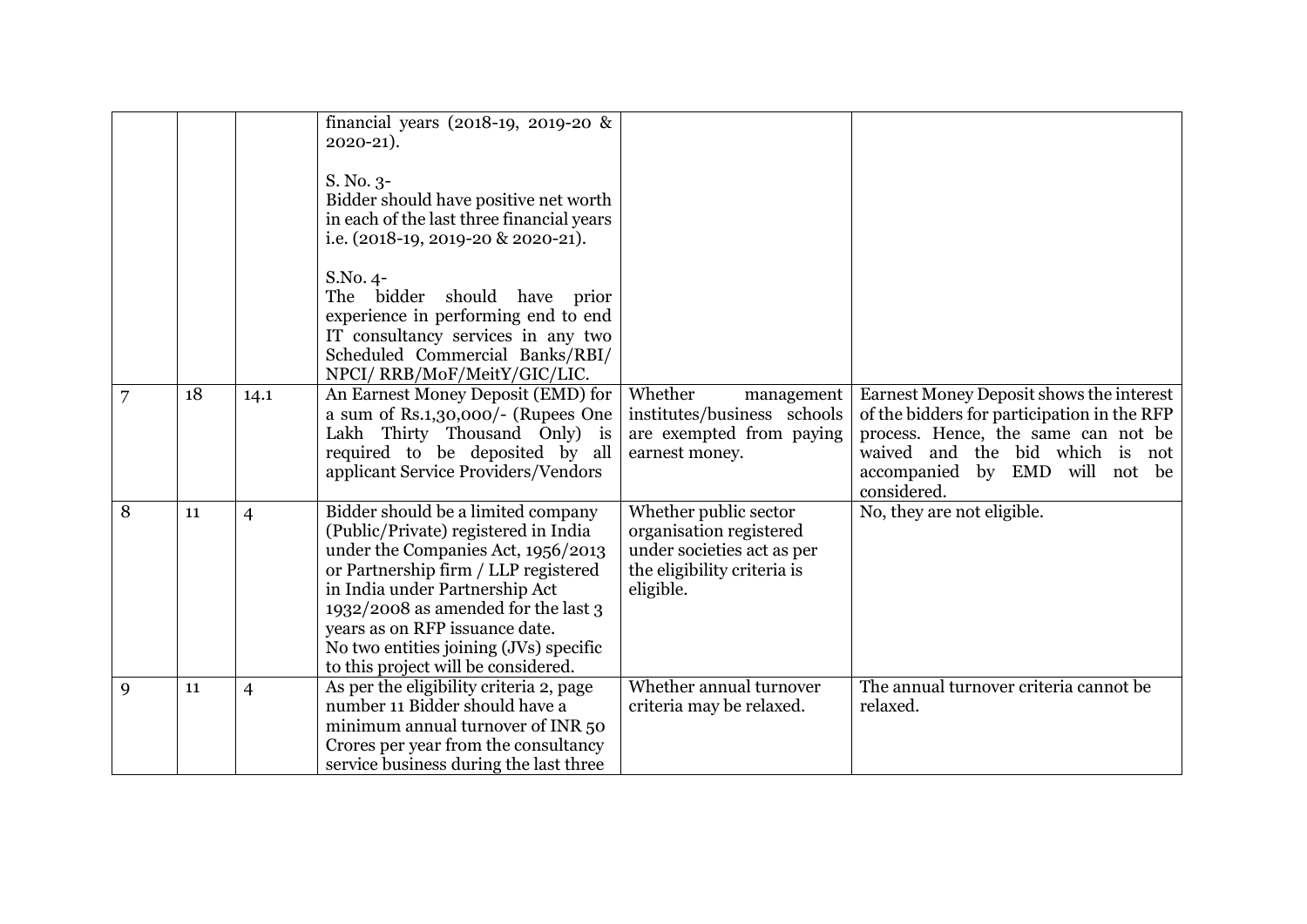| | | | | | |
|---|---|---|---|---|---|
| | | | financial years (2018-19, 2019-20 & 2020-21).<br><br>S. No. 3-<br>Bidder should have positive net worth in each of the last three financial years i.e. (2018-19, 2019-20 & 2020-21).<br><br>S.No. 4-<br>The bidder should have prior experience in performing end to end IT consultancy services in any two Scheduled Commercial Banks/RBI/ NPCI/ RRB/MoF/MeitY/GIC/LIC. | | |
| 7 | 18 | 14.1 | An Earnest Money Deposit (EMD) for a sum of Rs.1,30,000/- (Rupees One Lakh Thirty Thousand Only) is required to be deposited by all applicant Service Providers/Vendors | Whether management institutes/business schools are exempted from paying earnest money. | Earnest Money Deposit shows the interest of the bidders for participation in the RFP process. Hence, the same can not be waived and the bid which is not accompanied by EMD will not be considered. |
| 8 | 11 | 4 | Bidder should be a limited company (Public/Private) registered in India under the Companies Act, 1956/2013 or Partnership firm / LLP registered in India under Partnership Act 1932/2008 as amended for the last 3 years as on RFP issuance date.<br>No two entities joining (JVs) specific to this project will be considered. | Whether public sector organisation registered under societies act as per the eligibility criteria is eligible. | No, they are not eligible. |
| 9 | 11 | 4 | As per the eligibility criteria 2, page number 11 Bidder should have a minimum annual turnover of INR 50 Crores per year from the consultancy service business during the last three | Whether annual turnover criteria may be relaxed. | The annual turnover criteria cannot be relaxed. |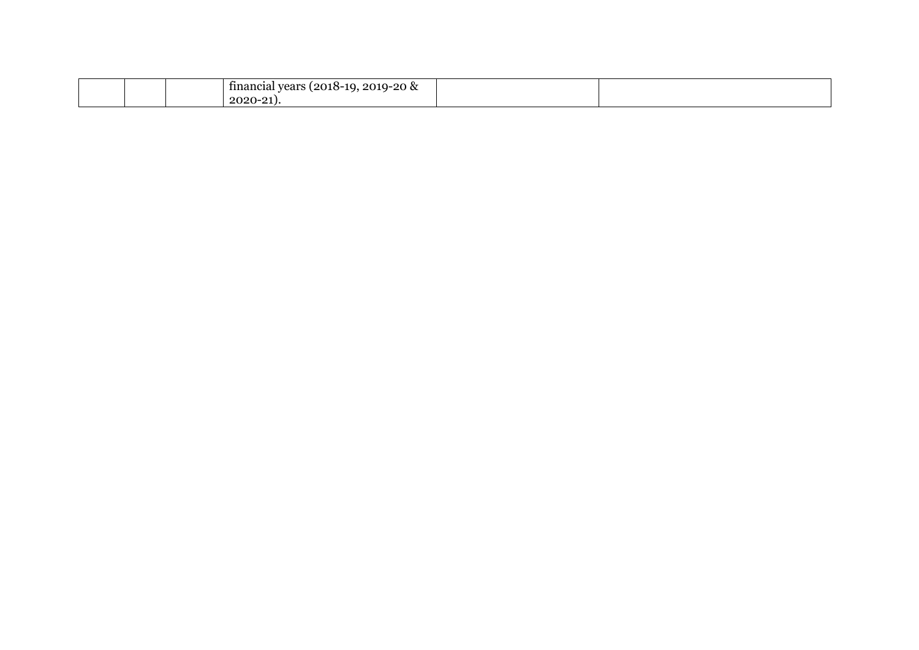| | | | | | |
|---|---|---|---|---|---|
| | | | financial years (2018-19, 2019-20 & 2020-21). | | |